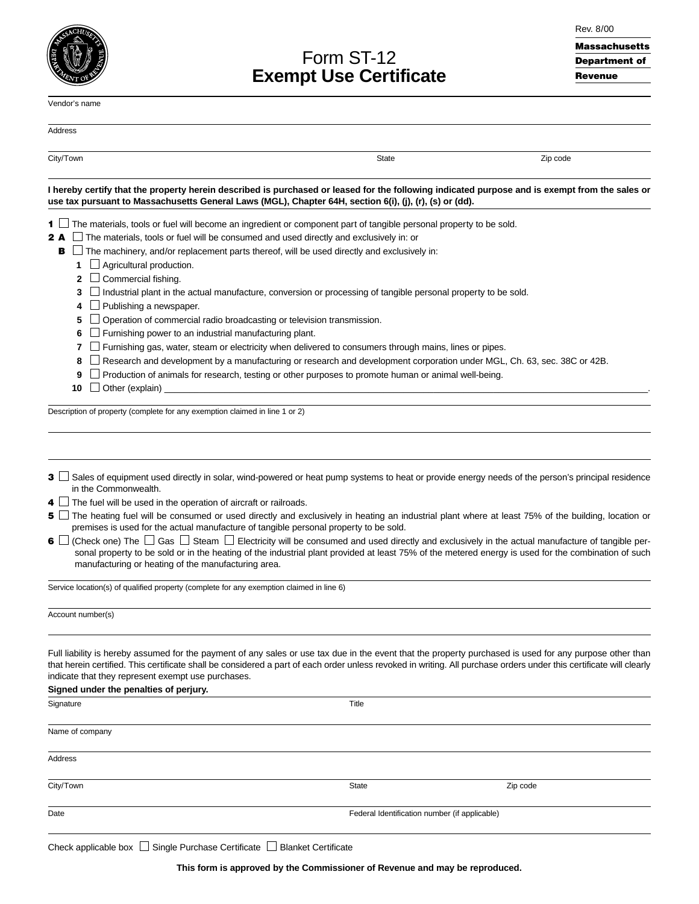Rev. 8/00

**Massachusetts Department of Revenue**

# Form ST-12
# Exempt Use Certificate

Vendor's name

Address

City/Town | State | Zip code

**I hereby certify that the property herein described is purchased or leased for the following indicated purpose and is exempt from the sales or use tax pursuant to Massachusetts General Laws (MGL), Chapter 64H, section 6(i), (j), (r), (s) or (dd).**

**1** ☐ The materials, tools or fuel will become an ingredient or component part of tangible personal property to be sold.

**2 A** ☐ The materials, tools or fuel will be consumed and used directly and exclusively in: or

**B** ☐ The machinery, and/or replacement parts thereof, will be used directly and exclusively in:

- **1** ☐ Agricultural production.
- **2** ☐ Commercial fishing.
- **3** ☐ Industrial plant in the actual manufacture, conversion or processing of tangible personal property to be sold.
- **4** ☐ Publishing a newspaper.
- **5** ☐ Operation of commercial radio broadcasting or television transmission.
- **6** ☐ Furnishing power to an industrial manufacturing plant.
- **7** ☐ Furnishing gas, water, steam or electricity when delivered to consumers through mains, lines or pipes.
- **8** ☐ Research and development by a manufacturing or research and development corporation under MGL, Ch. 63, sec. 38C or 42B.
- **9** ☐ Production of animals for research, testing or other purposes to promote human or animal well-being.
- **10** ☐ Other (explain) ______________________________.

Description of property (complete for any exemption claimed in line 1 or 2)

**3** ☐ Sales of equipment used directly in solar, wind-powered or heat pump systems to heat or provide energy needs of the person's principal residence in the Commonwealth.

**4** ☐ The fuel will be used in the operation of aircraft or railroads.

**5** ☐ The heating fuel will be consumed or used directly and exclusively in heating an industrial plant where at least 75% of the building, location or premises is used for the actual manufacture of tangible personal property to be sold.

**6** ☐ (Check one) The ☐ Gas ☐ Steam ☐ Electricity will be consumed and used directly and exclusively in the actual manufacture of tangible personal property to be sold or in the heating of the industrial plant provided at least 75% of the metered energy is used for the combination of such manufacturing or heating of the manufacturing area.

Service location(s) of qualified property (complete for any exemption claimed in line 6)

Account number(s)

Full liability is hereby assumed for the payment of any sales or use tax due in the event that the property purchased is used for any purpose other than that herein certified. This certificate shall be considered a part of each order unless revoked in writing. All purchase orders under this certificate will clearly indicate that they represent exempt use purchases.

**Signed under the penalties of perjury.**

Signature | Title

Name of company

Address

City/Town | State | Zip code

Date | Federal Identification number (if applicable)

Check applicable box ☐ Single Purchase Certificate ☐ Blanket Certificate

**This form is approved by the Commissioner of Revenue and may be reproduced.**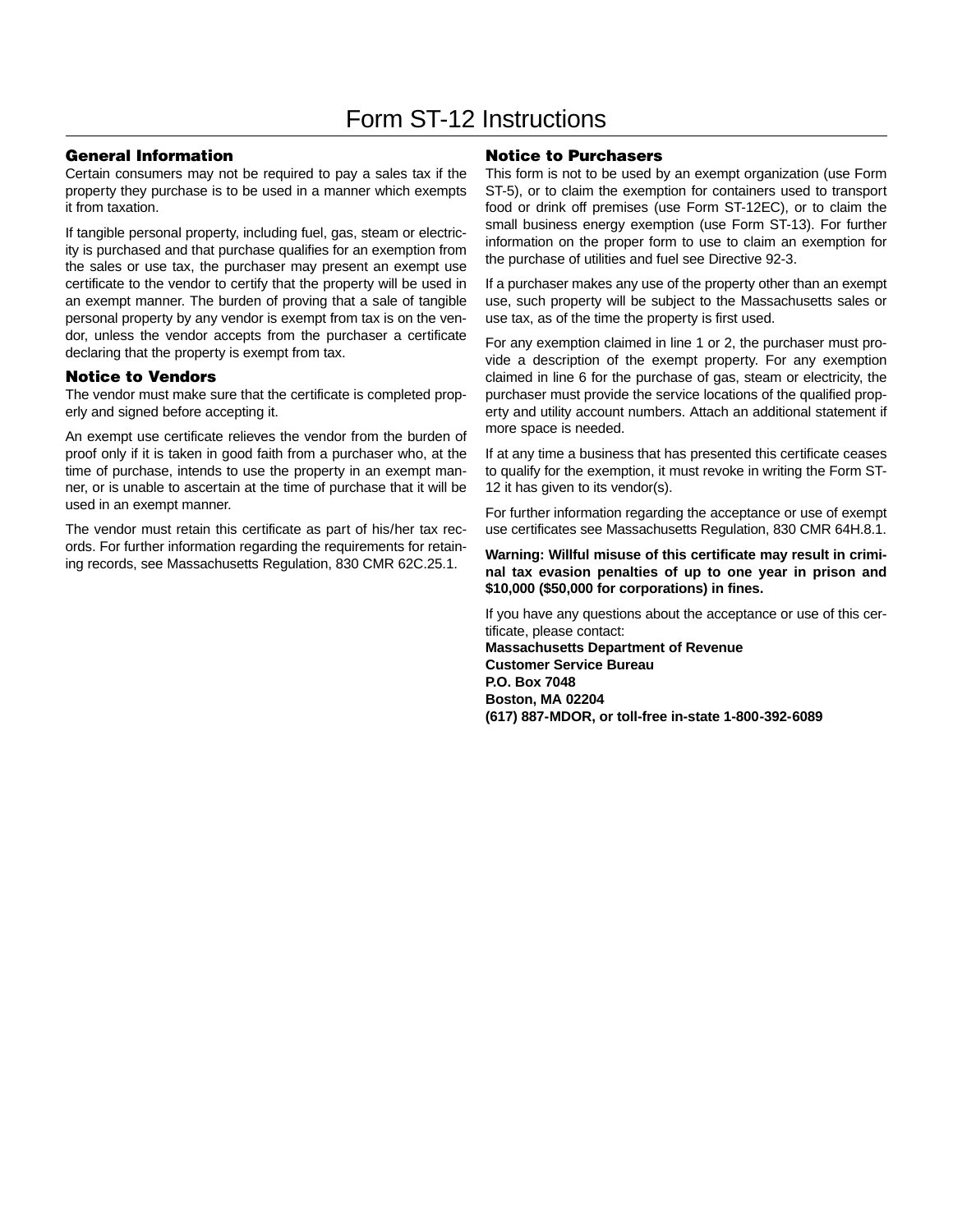# Form ST-12 Instructions

## General Information

Certain consumers may not be required to pay a sales tax if the property they purchase is to be used in a manner which exempts it from taxation.

If tangible personal property, including fuel, gas, steam or electricity is purchased and that purchase qualifies for an exemption from the sales or use tax, the purchaser may present an exempt use certificate to the vendor to certify that the property will be used in an exempt manner. The burden of proving that a sale of tangible personal property by any vendor is exempt from tax is on the vendor, unless the vendor accepts from the purchaser a certificate declaring that the property is exempt from tax.

## Notice to Vendors

The vendor must make sure that the certificate is completed properly and signed before accepting it.

An exempt use certificate relieves the vendor from the burden of proof only if it is taken in good faith from a purchaser who, at the time of purchase, intends to use the property in an exempt manner, or is unable to ascertain at the time of purchase that it will be used in an exempt manner.

The vendor must retain this certificate as part of his/her tax records. For further information regarding the requirements for retaining records, see Massachusetts Regulation, 830 CMR 62C.25.1.

## Notice to Purchasers

This form is not to be used by an exempt organization (use Form ST-5), or to claim the exemption for containers used to transport food or drink off premises (use Form ST-12EC), or to claim the small business energy exemption (use Form ST-13). For further information on the proper form to use to claim an exemption for the purchase of utilities and fuel see Directive 92-3.

If a purchaser makes any use of the property other than an exempt use, such property will be subject to the Massachusetts sales or use tax, as of the time the property is first used.

For any exemption claimed in line 1 or 2, the purchaser must provide a description of the exempt property. For any exemption claimed in line 6 for the purchase of gas, steam or electricity, the purchaser must provide the service locations of the qualified property and utility account numbers. Attach an additional statement if more space is needed.

If at any time a business that has presented this certificate ceases to qualify for the exemption, it must revoke in writing the Form ST-12 it has given to its vendor(s).

For further information regarding the acceptance or use of exempt use certificates see Massachusetts Regulation, 830 CMR 64H.8.1.

**Warning: Willful misuse of this certificate may result in criminal tax evasion penalties of up to one year in prison and $10,000 ($50,000 for corporations) in fines.**

If you have any questions about the acceptance or use of this certificate, please contact:

**Massachusetts Department of Revenue**
**Customer Service Bureau**
**P.O. Box 7048**
**Boston, MA 02204**
**(617) 887-MDOR, or toll-free in-state 1-800-392-6089**